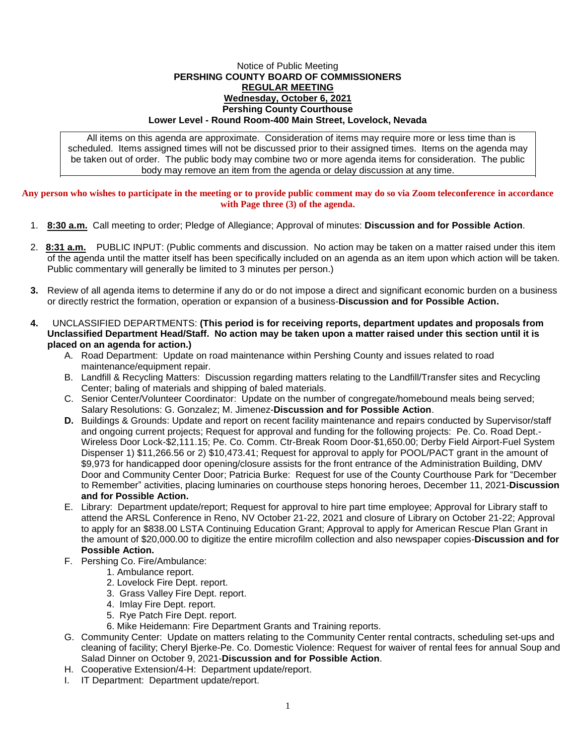Notice of Public Meeting

**PERSHING COUNTY BOARD OF COMMISSIONERS**

**REGULAR MEETING**

**Wednesday, October 6, 2021**

**Pershing County Courthouse**

**Lower Level - Round Room-400 Main Street, Lovelock, Nevada**

All items on this agenda are approximate. Consideration of items may require more or less time than is scheduled. Items assigned times will not be discussed prior to their assigned times. Items on the agenda may be taken out of order. The public body may combine two or more agenda items for consideration. The public body may remove an item from the agenda or delay discussion at any time.

**Any person who wishes to participate in the meeting or to provide public comment may do so via Zoom teleconference in accordance with Page three (3) of the agenda.**

1. **8:30 a.m.** Call meeting to order; Pledge of Allegiance; Approval of minutes: **Discussion and for Possible Action**.

2. **8:31 a.m.** PUBLIC INPUT: (Public comments and discussion. No action may be taken on a matter raised under this item of the agenda until the matter itself has been specifically included on an agenda as an item upon which action will be taken. Public commentary will generally be limited to 3 minutes per person.)

3. Review of all agenda items to determine if any do or do not impose a direct and significant economic burden on a business or directly restrict the formation, operation or expansion of a business-**Discussion and for Possible Action.**

4. UNCLASSIFIED DEPARTMENTS: **(This period is for receiving reports, department updates and proposals from Unclassified Department Head/Staff. No action may be taken upon a matter raised under this section until it is placed on an agenda for action.)**
   - A. Road Department: Update on road maintenance within Pershing County and issues related to road maintenance/equipment repair.
   - B. Landfill & Recycling Matters: Discussion regarding matters relating to the Landfill/Transfer sites and Recycling Center; baling of materials and shipping of baled materials.
   - C. Senior Center/Volunteer Coordinator: Update on the number of congregate/homebound meals being served; Salary Resolutions: G. Gonzalez; M. Jimenez-**Discussion and for Possible Action**.
   - **D.** Buildings & Grounds: Update and report on recent facility maintenance and repairs conducted by Supervisor/staff and ongoing current projects; Request for approval and funding for the following projects: Pe. Co. Road Dept.-Wireless Door Lock-$2,111.15; Pe. Co. Comm. Ctr-Break Room Door-$1,650.00; Derby Field Airport-Fuel System Dispenser 1) $11,266.56 or 2) $10,473.41; Request for approval to apply for POOL/PACT grant in the amount of $9,973 for handicapped door opening/closure assists for the front entrance of the Administration Building, DMV Door and Community Center Door; Patricia Burke: Request for use of the County Courthouse Park for "December to Remember" activities, placing luminaries on courthouse steps honoring heroes, December 11, 2021-**Discussion and for Possible Action.**
   - E. Library: Department update/report; Request for approval to hire part time employee; Approval for Library staff to attend the ARSL Conference in Reno, NV October 21-22, 2021 and closure of Library on October 21-22; Approval to apply for an $838.00 LSTA Continuing Education Grant; Approval to apply for American Rescue Plan Grant in the amount of $20,000.00 to digitize the entire microfilm collection and also newspaper copies-**Discussion and for Possible Action.**
   - F. Pershing Co. Fire/Ambulance:
     1. Ambulance report.
     2. Lovelock Fire Dept. report.
     3. Grass Valley Fire Dept. report.
     4. Imlay Fire Dept. report.
     5. Rye Patch Fire Dept. report.
     6. Mike Heidemann: Fire Department Grants and Training reports.
   - G. Community Center: Update on matters relating to the Community Center rental contracts, scheduling set-ups and cleaning of facility; Cheryl Bjerke-Pe. Co. Domestic Violence: Request for waiver of rental fees for annual Soup and Salad Dinner on October 9, 2021-**Discussion and for Possible Action**.
   - H. Cooperative Extension/4-H: Department update/report.
   - I. IT Department: Department update/report.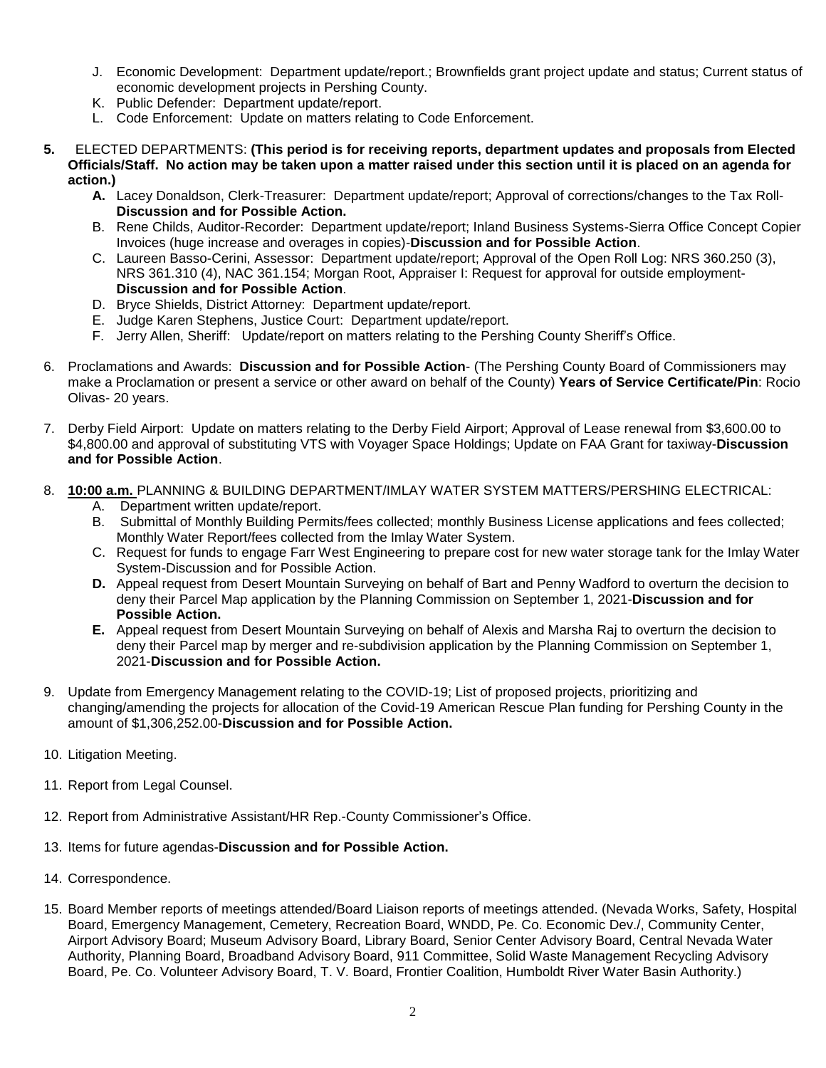J. Economic Development: Department update/report.; Brownfields grant project update and status; Current status of economic development projects in Pershing County.
K. Public Defender: Department update/report.
L. Code Enforcement: Update on matters relating to Code Enforcement.

5. ELECTED DEPARTMENTS: **(This period is for receiving reports, department updates and proposals from Elected Officials/Staff. No action may be taken upon a matter raised under this section until it is placed on an agenda for action.)**
   - **A.** Lacey Donaldson, Clerk-Treasurer: Department update/report; Approval of corrections/changes to the Tax Roll-**Discussion and for Possible Action.**
   - B. Rene Childs, Auditor-Recorder: Department update/report; Inland Business Systems-Sierra Office Concept Copier Invoices (huge increase and overages in copies)-**Discussion and for Possible Action**.
   - C. Laureen Basso-Cerini, Assessor: Department update/report; Approval of the Open Roll Log: NRS 360.250 (3), NRS 361.310 (4), NAC 361.154; Morgan Root, Appraiser I: Request for approval for outside employment-**Discussion and for Possible Action**.
   - D. Bryce Shields, District Attorney: Department update/report.
   - E. Judge Karen Stephens, Justice Court: Department update/report.
   - F. Jerry Allen, Sheriff: Update/report on matters relating to the Pershing County Sheriff's Office.

6. Proclamations and Awards: **Discussion and for Possible Action**- (The Pershing County Board of Commissioners may make a Proclamation or present a service or other award on behalf of the County) **Years of Service Certificate/Pin**: Rocio Olivas- 20 years.

7. Derby Field Airport: Update on matters relating to the Derby Field Airport; Approval of Lease renewal from $3,600.00 to $4,800.00 and approval of substituting VTS with Voyager Space Holdings; Update on FAA Grant for taxiway-**Discussion and for Possible Action**.

8. **10:00 a.m.** PLANNING & BUILDING DEPARTMENT/IMLAY WATER SYSTEM MATTERS/PERSHING ELECTRICAL:
   - A. Department written update/report.
   - B. Submittal of Monthly Building Permits/fees collected; monthly Business License applications and fees collected; Monthly Water Report/fees collected from the Imlay Water System.
   - C. Request for funds to engage Farr West Engineering to prepare cost for new water storage tank for the Imlay Water System-Discussion and for Possible Action.
   - **D.** Appeal request from Desert Mountain Surveying on behalf of Bart and Penny Wadford to overturn the decision to deny their Parcel Map application by the Planning Commission on September 1, 2021-**Discussion and for Possible Action.**
   - **E.** Appeal request from Desert Mountain Surveying on behalf of Alexis and Marsha Raj to overturn the decision to deny their Parcel map by merger and re-subdivision application by the Planning Commission on September 1, 2021-**Discussion and for Possible Action.**

9. Update from Emergency Management relating to the COVID-19; List of proposed projects, prioritizing and changing/amending the projects for allocation of the Covid-19 American Rescue Plan funding for Pershing County in the amount of $1,306,252.00-**Discussion and for Possible Action.**

10. Litigation Meeting.

11. Report from Legal Counsel.

12. Report from Administrative Assistant/HR Rep.-County Commissioner's Office.

13. Items for future agendas-**Discussion and for Possible Action.**

14. Correspondence.

15. Board Member reports of meetings attended/Board Liaison reports of meetings attended. (Nevada Works, Safety, Hospital Board, Emergency Management, Cemetery, Recreation Board, WNDD, Pe. Co. Economic Dev./, Community Center, Airport Advisory Board; Museum Advisory Board, Library Board, Senior Center Advisory Board, Central Nevada Water Authority, Planning Board, Broadband Advisory Board, 911 Committee, Solid Waste Management Recycling Advisory Board, Pe. Co. Volunteer Advisory Board, T. V. Board, Frontier Coalition, Humboldt River Water Basin Authority.)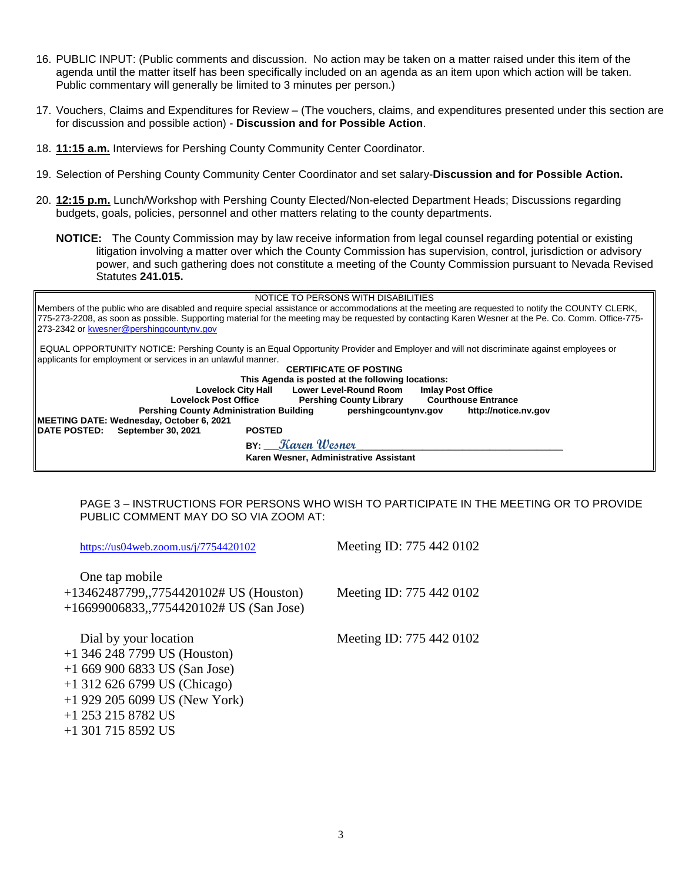16. PUBLIC INPUT: (Public comments and discussion. No action may be taken on a matter raised under this item of the agenda until the matter itself has been specifically included on an agenda as an item upon which action will be taken. Public commentary will generally be limited to 3 minutes per person.)

17. Vouchers, Claims and Expenditures for Review – (The vouchers, claims, and expenditures presented under this section are for discussion and possible action) - **Discussion and for Possible Action**.

18. **11:15 a.m.** Interviews for Pershing County Community Center Coordinator.

19. Selection of Pershing County Community Center Coordinator and set salary-**Discussion and for Possible Action.**

20. **12:15 p.m.** Lunch/Workshop with Pershing County Elected/Non-elected Department Heads; Discussions regarding budgets, goals, policies, personnel and other matters relating to the county departments.

**NOTICE:** The County Commission may by law receive information from legal counsel regarding potential or existing litigation involving a matter over which the County Commission has supervision, control, jurisdiction or advisory power, and such gathering does not constitute a meeting of the County Commission pursuant to Nevada Revised Statutes **241.015.**

NOTICE TO PERSONS WITH DISABILITIES

Members of the public who are disabled and require special assistance or accommodations at the meeting are requested to notify the COUNTY CLERK, 775-273-2208, as soon as possible. Supporting material for the meeting may be requested by contacting Karen Wesner at the Pe. Co. Comm. Office-775-273-2342 or kwesner@pershingcountynv.gov

EQUAL OPPORTUNITY NOTICE: Pershing County is an Equal Opportunity Provider and Employer and will not discriminate against employees or applicants for employment or services in an unlawful manner.

**CERTIFICATE OF POSTING**

**This Agenda is posted at the following locations:**

**Lovelock City Hall** | **Lower Level-Round Room** | **Imlay Post Office**
**Lovelock Post Office** | **Pershing County Library** | **Courthouse Entrance**
**Pershing County Administration Building** | **pershingcountynv.gov** | **http://notice.nv.gov**

**MEETING DATE: Wednesday, October 6, 2021**

**DATE POSTED: September 30, 2021** **POSTED**

**BY:** *Karen Wesner*

**Karen Wesner, Administrative Assistant**

PAGE 3 – INSTRUCTIONS FOR PERSONS WHO WISH TO PARTICIPATE IN THE MEETING OR TO PROVIDE PUBLIC COMMENT MAY DO SO VIA ZOOM AT:

https://us04web.zoom.us/j/7754420102 Meeting ID: 775 442 0102

One tap mobile Meeting ID: 775 442 0102
+13462487799,,7754420102# US (Houston)
+16699006833,,7754420102# US (San Jose)

Dial by your location Meeting ID: 775 442 0102
+1 346 248 7799 US (Houston)
+1 669 900 6833 US (San Jose)
+1 312 626 6799 US (Chicago)
+1 929 205 6099 US (New York)
+1 253 215 8782 US
+1 301 715 8592 US